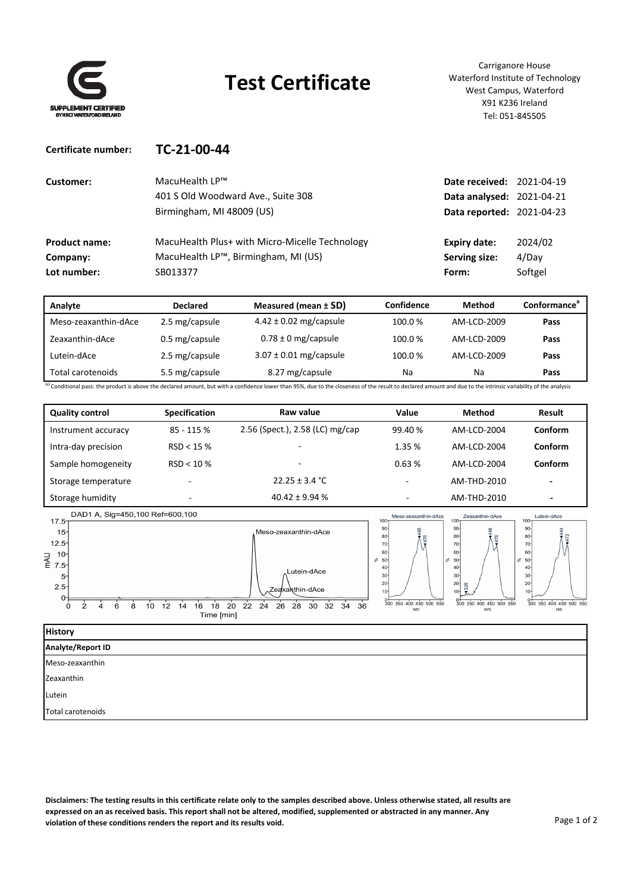# Test Certificate

SUPPLEMENT CERTIFIED BY NRCI WATERFORD IRELAND

Carriganore House
Waterford Institute of Technology
West Campus, Waterford
X91 K236 Ireland
Tel: 051-845505

**Certificate number:** **TC-21-00-44**

| | | | |
|---|---|---|---|
| **Customer:** | MacuHealth LP™<br>401 S Old Woodward Ave., Suite 308<br>Birmingham, MI 48009 (US) | **Date received:**<br>**Data analysed:**<br>**Data reported:** | 2021-04-19<br>2021-04-21<br>2021-04-23 |
| **Product name:** | MacuHealth Plus+ with Micro-Micelle Technology | **Expiry date:** | 2024/02 |
| **Company:** | MacuHealth LP™, Birmingham, MI (US) | **Serving size:** | 4/Day |
| **Lot number:** | SB013377 | **Form:** | Softgel |

| Analyte | Declared | Measured (mean ± SD) | Confidence | Method | Conformance[a] |
|---|---|---|---|---|---|
| Meso-zeaxanthin-dAce | 2.5 mg/capsule | 4.42 ± 0.02 mg/capsule | 100.0 % | AM-LCD-2009 | **Pass** |
| Zeaxanthin-dAce | 0.5 mg/capsule | 0.78 ± 0 mg/capsule | 100.0 % | AM-LCD-2009 | **Pass** |
| Lutein-dAce | 2.5 mg/capsule | 3.07 ± 0.01 mg/capsule | 100.0 % | AM-LCD-2009 | **Pass** |
| Total carotenoids | 5.5 mg/capsule | 8.27 mg/capsule | Na | Na | **Pass** |

[a] Conditional pass: the product is above the declared amount, but with a confidence lower than 95%, due to the closeness of the result to declared amount and due to the intrinsic variability of the analysis

| Quality control | Specification | Raw value | Value | Method | Result |
|---|---|---|---|---|---|
| Instrument accuracy | 85 - 115 % | 2.56 (Spect.), 2.58 (LC) mg/cap | 99.40 % | AM-LCD-2004 | **Conform** |
| Intra-day precision | RSD < 15 % | - | 1.35 % | AM-LCD-2004 | **Conform** |
| Sample homogeneity | RSD < 10 % | - | 0.63 % | AM-LCD-2004 | **Conform** |
| Storage temperature | - | 22.25 ± 3.4 °C | - | AM-THD-2010 | - |
| Storage humidity | - | 40.42 ± 9.94 % | - | AM-THD-2010 | - |

| History |
|---|
| **Analyte/Report ID** |
| Meso-zeaxanthin |
| Zeaxanthin |
| Lutein |
| Total carotenoids |

**Disclaimers: The testing results in this certificate relate only to the samples described above. Unless otherwise stated, all results are expressed on an as received basis. This report shall not be altered, modified, supplemented or abstracted in any manner. Any violation of these conditions renders the report and its results void.**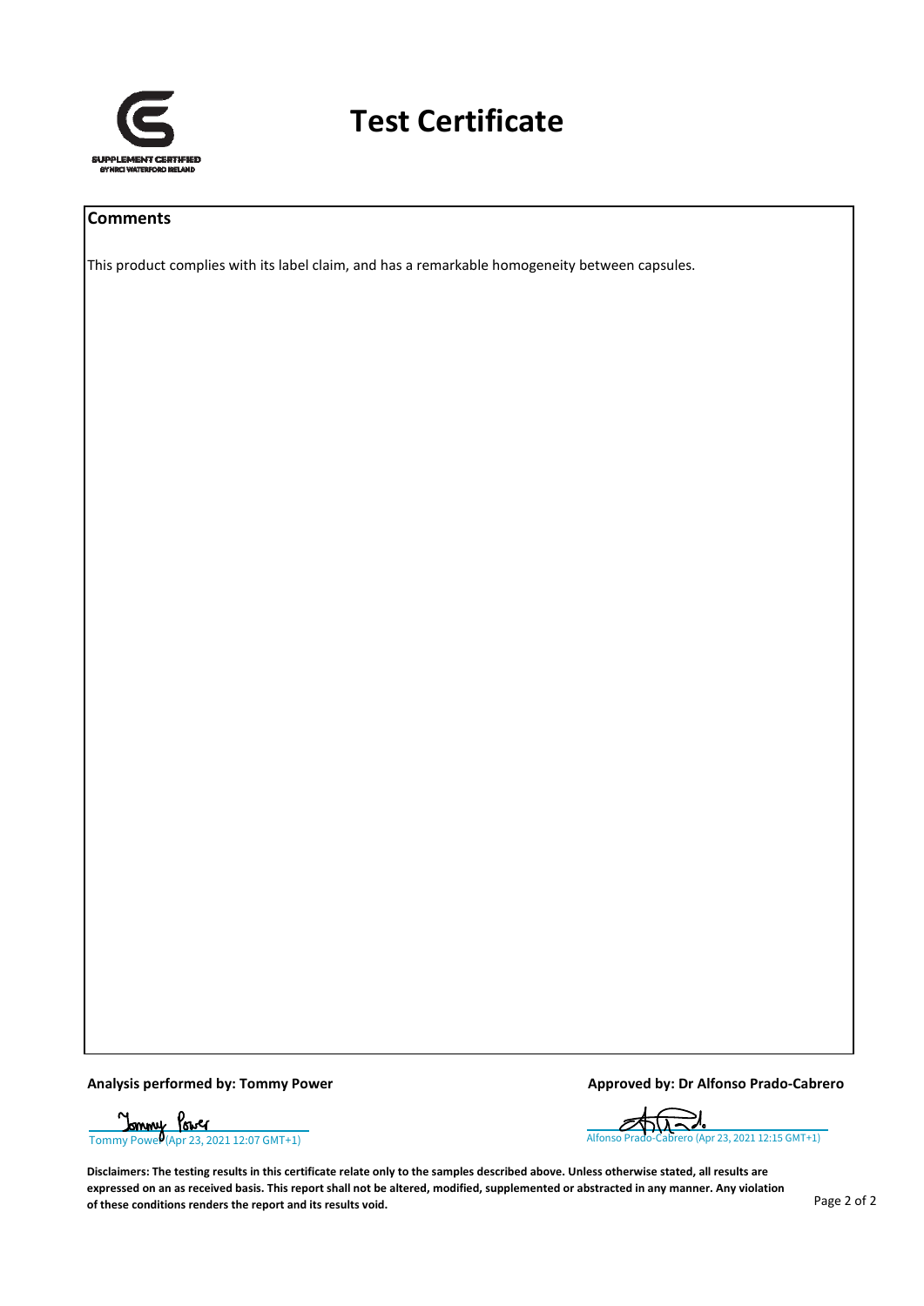# Test Certificate

SUPPLEMENT CERTIFIED
BY NRCI WATERFORD IRELAND

## Comments

This product complies with its label claim, and has a remarkable homogeneity between capsules.

**Analysis performed by: Tommy Power**

Tommy Power (Apr 23, 2021 12:07 GMT+1)

**Approved by: Dr Alfonso Prado-Cabrero**

Alfonso Prado-Cabrero (Apr 23, 2021 12:15 GMT+1)

**Disclaimers: The testing results in this certificate relate only to the samples described above. Unless otherwise stated, all results are expressed on an as received basis. This report shall not be altered, modified, supplemented or abstracted in any manner. Any violation of these conditions renders the report and its results void.**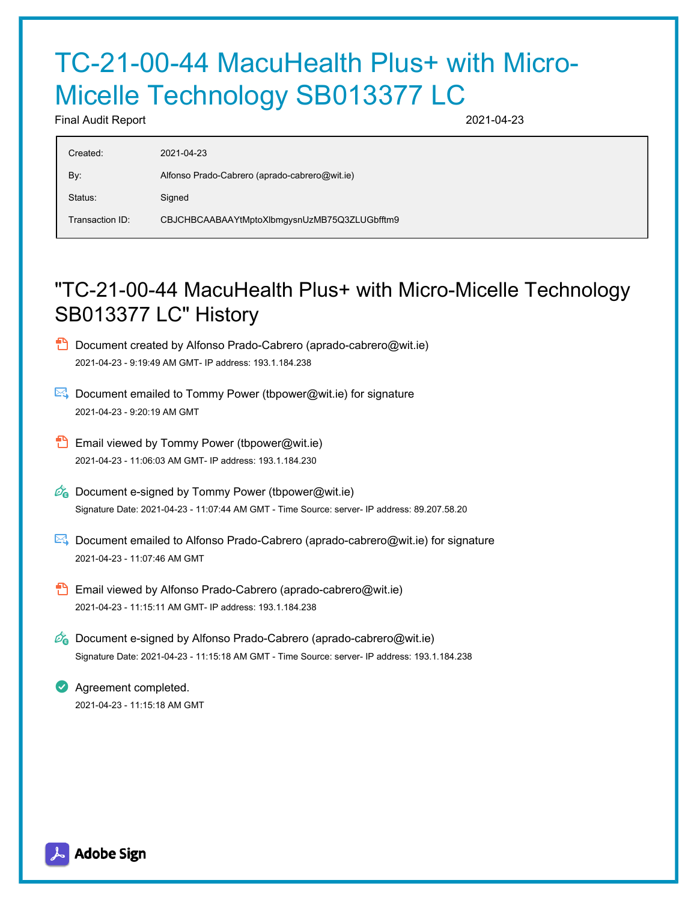# TC-21-00-44 MacuHealth Plus+ with Micro-Micelle Technology SB013377 LC

Final Audit Report 2021-04-23

| | |
|---|---|
| Created: | 2021-04-23 |
| By: | Alfonso Prado-Cabrero (aprado-cabrero@wit.ie) |
| Status: | Signed |
| Transaction ID: | CBJCHBCAABAAYtMptoXlbmgysnUzMB75Q3ZLUGbfftm9 |

## "TC-21-00-44 MacuHealth Plus+ with Micro-Micelle Technology SB013377 LC" History

- Document created by Alfonso Prado-Cabrero (aprado-cabrero@wit.ie)
  2021-04-23 - 9:19:49 AM GMT- IP address: 193.1.184.238

- Document emailed to Tommy Power (tbpower@wit.ie) for signature
  2021-04-23 - 9:20:19 AM GMT

- Email viewed by Tommy Power (tbpower@wit.ie)
  2021-04-23 - 11:06:03 AM GMT- IP address: 193.1.184.230

- Document e-signed by Tommy Power (tbpower@wit.ie)
  Signature Date: 2021-04-23 - 11:07:44 AM GMT - Time Source: server- IP address: 89.207.58.20

- Document emailed to Alfonso Prado-Cabrero (aprado-cabrero@wit.ie) for signature
  2021-04-23 - 11:07:46 AM GMT

- Email viewed by Alfonso Prado-Cabrero (aprado-cabrero@wit.ie)
  2021-04-23 - 11:15:11 AM GMT- IP address: 193.1.184.238

- Document e-signed by Alfonso Prado-Cabrero (aprado-cabrero@wit.ie)
  Signature Date: 2021-04-23 - 11:15:18 AM GMT - Time Source: server- IP address: 193.1.184.238

- Agreement completed.
  2021-04-23 - 11:15:18 AM GMT

Adobe Sign